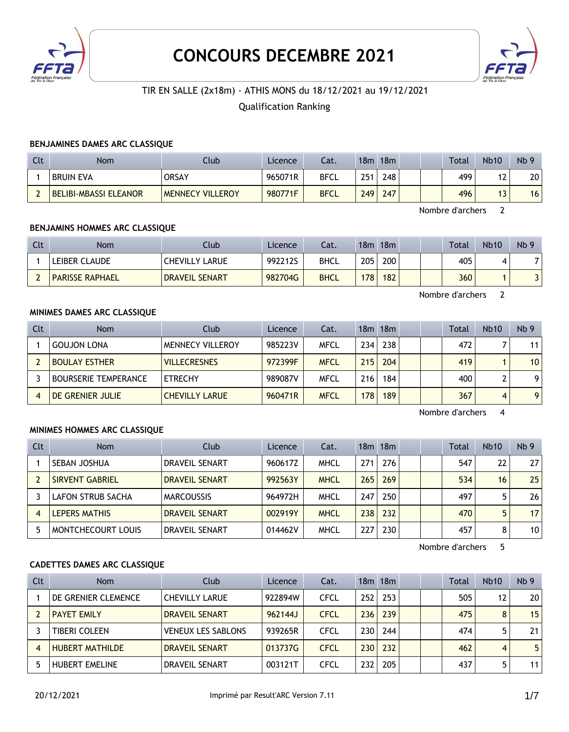# CONCOURS DECEMBRE 2021

TIR EN SALLE (2x18m) - ATHIS MONS du 18/12/2021 au 19/12/2021

Qualification Ranking

### BENJAMINES DAMES ARC CLASSIQUE

| Clt | Nom | Club | Licence | Cat. | 18m | 18m | | | Total | Nb10 | Nb 9 |
|---|---|---|---|---|---|---|---|---|---|---|---|
| 1 | BRUIN EVA | ORSAY | 965071R | BFCL | 251 | 248 | | | 499 | 12 | 20 |
| 2 | BELIBI-MBASSI ELEANOR | MENNECY VILLEROY | 980771F | BFCL | 249 | 247 | | | 496 | 13 | 16 |

Nombre d'archers 2

### BENJAMINS HOMMES ARC CLASSIQUE

| Clt | Nom | Club | Licence | Cat. | 18m | 18m | | | Total | Nb10 | Nb 9 |
|---|---|---|---|---|---|---|---|---|---|---|---|
| 1 | LEIBER CLAUDE | CHEVILLY LARUE | 992212S | BHCL | 205 | 200 | | | 405 | 4 | 7 |
| 2 | PARISSE RAPHAEL | DRAVEIL SENART | 982704G | BHCL | 178 | 182 | | | 360 | 1 | 3 |

Nombre d'archers 2

### MINIMES DAMES ARC CLASSIQUE

| Clt | Nom | Club | Licence | Cat. | 18m | 18m | | | Total | Nb10 | Nb 9 |
|---|---|---|---|---|---|---|---|---|---|---|---|
| 1 | GOUJON LONA | MENNECY VILLEROY | 985223V | MFCL | 234 | 238 | | | 472 | 7 | 11 |
| 2 | BOULAY ESTHER | VILLECRESNES | 972399F | MFCL | 215 | 204 | | | 419 | 1 | 10 |
| 3 | BOURSERIE TEMPERANCE | ETRECHY | 989087V | MFCL | 216 | 184 | | | 400 | 2 | 9 |
| 4 | DE GRENIER JULIE | CHEVILLY LARUE | 960471R | MFCL | 178 | 189 | | | 367 | 4 | 9 |

Nombre d'archers 4

### MINIMES HOMMES ARC CLASSIQUE

| Clt | Nom | Club | Licence | Cat. | 18m | 18m | | | Total | Nb10 | Nb 9 |
|---|---|---|---|---|---|---|---|---|---|---|---|
| 1 | SEBAN JOSHUA | DRAVEIL SENART | 960617Z | MHCL | 271 | 276 | | | 547 | 22 | 27 |
| 2 | SIRVENT GABRIEL | DRAVEIL SENART | 992563Y | MHCL | 265 | 269 | | | 534 | 16 | 25 |
| 3 | LAFON STRUB SACHA | MARCOUSSIS | 964972H | MHCL | 247 | 250 | | | 497 | 5 | 26 |
| 4 | LEPERS MATHIS | DRAVEIL SENART | 002919Y | MHCL | 238 | 232 | | | 470 | 5 | 17 |
| 5 | MONTCHECOURT LOUIS | DRAVEIL SENART | 014462V | MHCL | 227 | 230 | | | 457 | 8 | 10 |

Nombre d'archers 5

### CADETTES DAMES ARC CLASSIQUE

| Clt | Nom | Club | Licence | Cat. | 18m | 18m | | | Total | Nb10 | Nb 9 |
|---|---|---|---|---|---|---|---|---|---|---|---|
| 1 | DE GRENIER CLEMENCE | CHEVILLY LARUE | 922894W | CFCL | 252 | 253 | | | 505 | 12 | 20 |
| 2 | PAYET EMILY | DRAVEIL SENART | 962144J | CFCL | 236 | 239 | | | 475 | 8 | 15 |
| 3 | TIBERI COLEEN | VENEUX LES SABLONS | 939265R | CFCL | 230 | 244 | | | 474 | 5 | 21 |
| 4 | HUBERT MATHILDE | DRAVEIL SENART | 013737G | CFCL | 230 | 232 | | | 462 | 4 | 5 |
| 5 | HUBERT EMELINE | DRAVEIL SENART | 003121T | CFCL | 232 | 205 | | | 437 | 5 | 11 |

20/12/2021 Imprimé par Result'ARC Version 7.11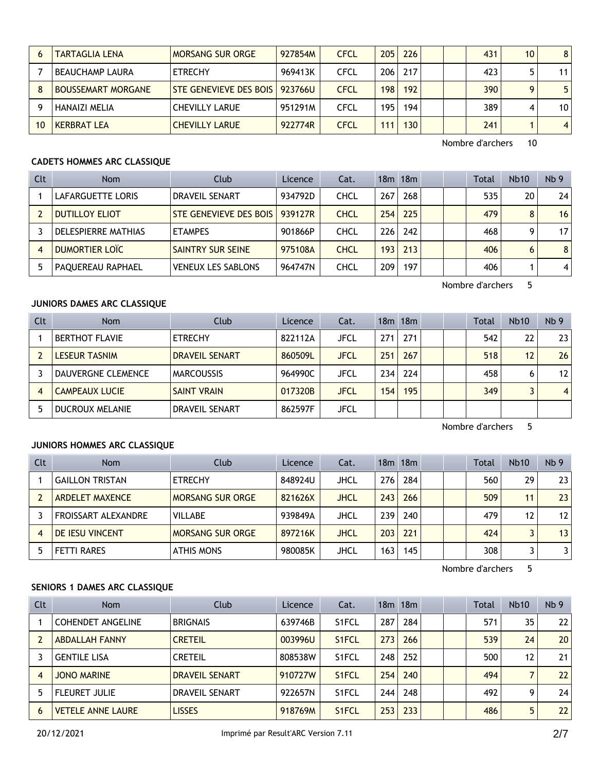| Clt | Nom | Club | Licence | Cat. | 18m | 18m | | | Total | Nb10 | Nb 9 |
|---|---|---|---|---|---|---|---|---|---|---|---|
| 6 | TARTAGLIA LENA | MORSANG SUR ORGE | 927854M | CFCL | 205 | 226 | | | 431 | 10 | 8 |
| 7 | BEAUCHAMP LAURA | ETRECHY | 969413K | CFCL | 206 | 217 | | | 423 | 5 | 11 |
| 8 | BOUSSEMART MORGANE | STE GENEVIEVE DES BOIS | 923766U | CFCL | 198 | 192 | | | 390 | 9 | 5 |
| 9 | HANAIZI MELIA | CHEVILLY LARUE | 951291M | CFCL | 195 | 194 | | | 389 | 4 | 10 |
| 10 | KERBRAT LEA | CHEVILLY LARUE | 922774R | CFCL | 111 | 130 | | | 241 | 1 | 4 |

Nombre d'archers 10

**CADETS HOMMES ARC CLASSIQUE**

| Clt | Nom | Club | Licence | Cat. | 18m | 18m | | | Total | Nb10 | Nb 9 |
|---|---|---|---|---|---|---|---|---|---|---|---|
| 1 | LAFARGUETTE LORIS | DRAVEIL SENART | 934792D | CHCL | 267 | 268 | | | 535 | 20 | 24 |
| 2 | DUTILLOY ELIOT | STE GENEVIEVE DES BOIS | 939127R | CHCL | 254 | 225 | | | 479 | 8 | 16 |
| 3 | DELESPIERRE MATHIAS | ETAMPES | 901866P | CHCL | 226 | 242 | | | 468 | 9 | 17 |
| 4 | DUMORTIER LOÏC | SAINTRY SUR SEINE | 975108A | CHCL | 193 | 213 | | | 406 | 6 | 8 |
| 5 | PAQUEREAU RAPHAEL | VENEUX LES SABLONS | 964747N | CHCL | 209 | 197 | | | 406 | 1 | 4 |

Nombre d'archers 5

**JUNIORS DAMES ARC CLASSIQUE**

| Clt | Nom | Club | Licence | Cat. | 18m | 18m | | | Total | Nb10 | Nb 9 |
|---|---|---|---|---|---|---|---|---|---|---|---|
| 1 | BERTHOT FLAVIE | ETRECHY | 822112A | JFCL | 271 | 271 | | | 542 | 22 | 23 |
| 2 | LESEUR TASNIM | DRAVEIL SENART | 860509L | JFCL | 251 | 267 | | | 518 | 12 | 26 |
| 3 | DAUVERGNE CLEMENCE | MARCOUSSIS | 964990C | JFCL | 234 | 224 | | | 458 | 6 | 12 |
| 4 | CAMPEAUX LUCIE | SAINT VRAIN | 017320B | JFCL | 154 | 195 | | | 349 | 3 | 4 |
| 5 | DUCROUX MELANIE | DRAVEIL SENART | 862597F | JFCL | | | | | | | |

Nombre d'archers 5

**JUNIORS HOMMES ARC CLASSIQUE**

| Clt | Nom | Club | Licence | Cat. | 18m | 18m | | | Total | Nb10 | Nb 9 |
|---|---|---|---|---|---|---|---|---|---|---|---|
| 1 | GAILLON TRISTAN | ETRECHY | 848924U | JHCL | 276 | 284 | | | 560 | 29 | 23 |
| 2 | ARDELET MAXENCE | MORSANG SUR ORGE | 821626X | JHCL | 243 | 266 | | | 509 | 11 | 23 |
| 3 | FROISSART ALEXANDRE | VILLABE | 939849A | JHCL | 239 | 240 | | | 479 | 12 | 12 |
| 4 | DE IESU VINCENT | MORSANG SUR ORGE | 897216K | JHCL | 203 | 221 | | | 424 | 3 | 13 |
| 5 | FETTI RARES | ATHIS MONS | 980085K | JHCL | 163 | 145 | | | 308 | 3 | 3 |

Nombre d'archers 5

**SENIORS 1 DAMES ARC CLASSIQUE**

| Clt | Nom | Club | Licence | Cat. | 18m | 18m | | | Total | Nb10 | Nb 9 |
|---|---|---|---|---|---|---|---|---|---|---|---|
| 1 | COHENDET ANGELINE | BRIGNAIS | 639746B | S1FCL | 287 | 284 | | | 571 | 35 | 22 |
| 2 | ABDALLAH FANNY | CRETEIL | 003996U | S1FCL | 273 | 266 | | | 539 | 24 | 20 |
| 3 | GENTILE LISA | CRETEIL | 808538W | S1FCL | 248 | 252 | | | 500 | 12 | 21 |
| 4 | JONO MARINE | DRAVEIL SENART | 910727W | S1FCL | 254 | 240 | | | 494 | 7 | 22 |
| 5 | FLEURET JULIE | DRAVEIL SENART | 922657N | S1FCL | 244 | 248 | | | 492 | 9 | 24 |
| 6 | VETELE ANNE LAURE | LISSES | 918769M | S1FCL | 253 | 233 | | | 486 | 5 | 22 |

20/12/2021 Imprimé par Result'ARC Version 7.11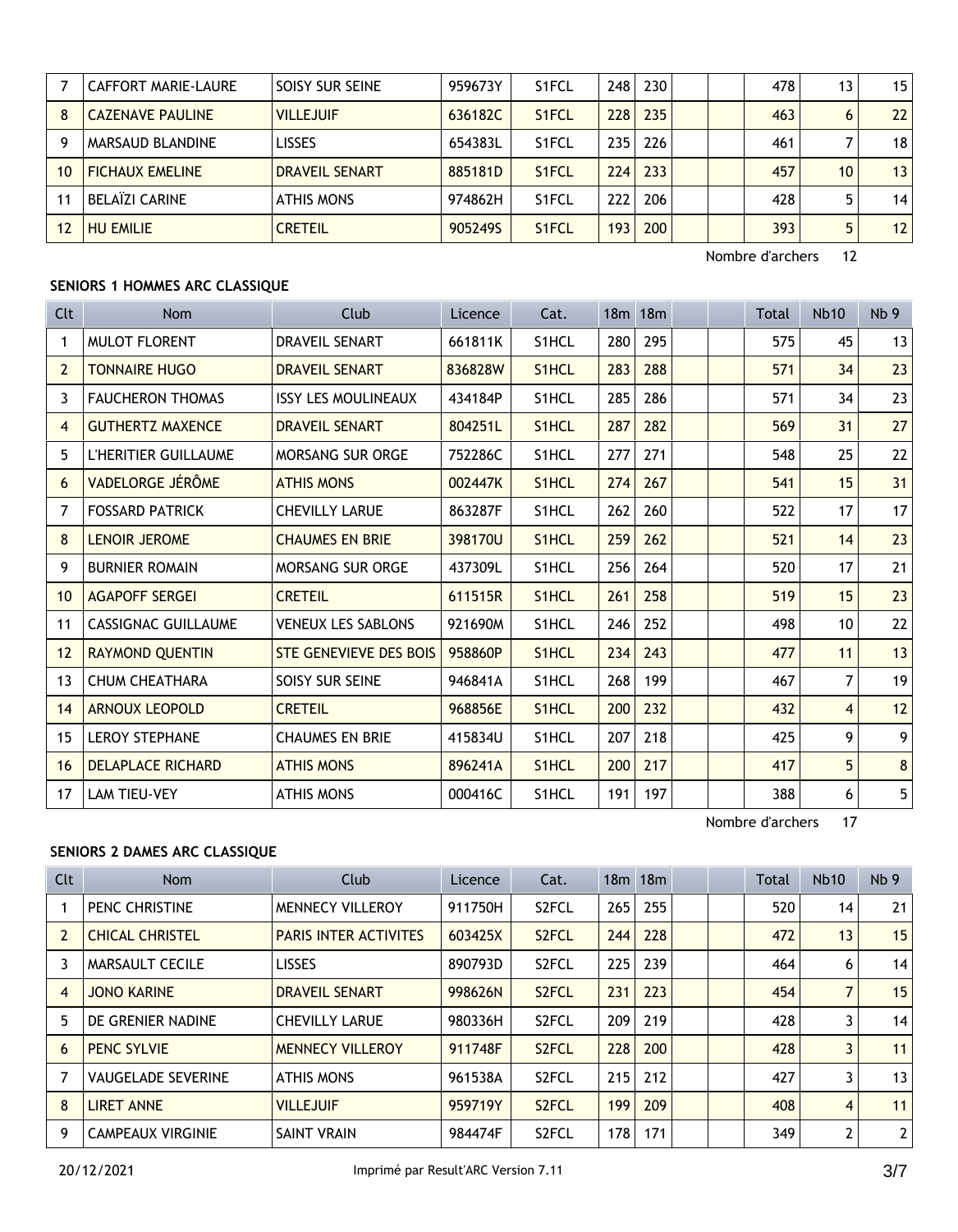| 7 | CAFFORT MARIE-LAURE | SOISY SUR SEINE | 959673Y | S1FCL | 248 | 230 | | | 478 | 13 | 15 |
|---|---|---|---|---|---|---|---|---|---|---|---|
| 8 | CAZENAVE PAULINE | VILLEJUIF | 636182C | S1FCL | 228 | 235 | | | 463 | 6 | 22 |
| 9 | MARSAUD BLANDINE | LISSES | 654383L | S1FCL | 235 | 226 | | | 461 | 7 | 18 |
| 10 | FICHAUX EMELINE | DRAVEIL SENART | 885181D | S1FCL | 224 | 233 | | | 457 | 10 | 13 |
| 11 | BELAÏZI CARINE | ATHIS MONS | 974862H | S1FCL | 222 | 206 | | | 428 | 5 | 14 |
| 12 | HU EMILIE | CRETEIL | 905249S | S1FCL | 193 | 200 | | | 393 | 5 | 12 |

Nombre d'archers 12

**SENIORS 1 HOMMES ARC CLASSIQUE**

| Clt | Nom | Club | Licence | Cat. | 18m | 18m | | | Total | Nb10 | Nb 9 |
|---|---|---|---|---|---|---|---|---|---|---|---|
| 1 | MULOT FLORENT | DRAVEIL SENART | 661811K | S1HCL | 280 | 295 | | | 575 | 45 | 13 |
| 2 | TONNAIRE HUGO | DRAVEIL SENART | 836828W | S1HCL | 283 | 288 | | | 571 | 34 | 23 |
| 3 | FAUCHERON THOMAS | ISSY LES MOULINEAUX | 434184P | S1HCL | 285 | 286 | | | 571 | 34 | 23 |
| 4 | GUTHERTZ MAXENCE | DRAVEIL SENART | 804251L | S1HCL | 287 | 282 | | | 569 | 31 | 27 |
| 5 | L'HERITIER GUILLAUME | MORSANG SUR ORGE | 752286C | S1HCL | 277 | 271 | | | 548 | 25 | 22 |
| 6 | VADELORGE JÉRÔME | ATHIS MONS | 002447K | S1HCL | 274 | 267 | | | 541 | 15 | 31 |
| 7 | FOSSARD PATRICK | CHEVILLY LARUE | 863287F | S1HCL | 262 | 260 | | | 522 | 17 | 17 |
| 8 | LENOIR JEROME | CHAUMES EN BRIE | 398170U | S1HCL | 259 | 262 | | | 521 | 14 | 23 |
| 9 | BURNIER ROMAIN | MORSANG SUR ORGE | 437309L | S1HCL | 256 | 264 | | | 520 | 17 | 21 |
| 10 | AGAPOFF SERGEI | CRETEIL | 611515R | S1HCL | 261 | 258 | | | 519 | 15 | 23 |
| 11 | CASSIGNAC GUILLAUME | VENEUX LES SABLONS | 921690M | S1HCL | 246 | 252 | | | 498 | 10 | 22 |
| 12 | RAYMOND QUENTIN | STE GENEVIEVE DES BOIS | 958860P | S1HCL | 234 | 243 | | | 477 | 11 | 13 |
| 13 | CHUM CHEATHARA | SOISY SUR SEINE | 946841A | S1HCL | 268 | 199 | | | 467 | 7 | 19 |
| 14 | ARNOUX LEOPOLD | CRETEIL | 968856E | S1HCL | 200 | 232 | | | 432 | 4 | 12 |
| 15 | LEROY STEPHANE | CHAUMES EN BRIE | 415834U | S1HCL | 207 | 218 | | | 425 | 9 | 9 |
| 16 | DELAPLACE RICHARD | ATHIS MONS | 896241A | S1HCL | 200 | 217 | | | 417 | 5 | 8 |
| 17 | LAM TIEU-VEY | ATHIS MONS | 000416C | S1HCL | 191 | 197 | | | 388 | 6 | 5 |

Nombre d'archers 17

**SENIORS 2 DAMES ARC CLASSIQUE**

| Clt | Nom | Club | Licence | Cat. | 18m | 18m | | | Total | Nb10 | Nb 9 |
|---|---|---|---|---|---|---|---|---|---|---|---|
| 1 | PENC CHRISTINE | MENNECY VILLEROY | 911750H | S2FCL | 265 | 255 | | | 520 | 14 | 21 |
| 2 | CHICAL CHRISTEL | PARIS INTER ACTIVITES | 603425X | S2FCL | 244 | 228 | | | 472 | 13 | 15 |
| 3 | MARSAULT CECILE | LISSES | 890793D | S2FCL | 225 | 239 | | | 464 | 6 | 14 |
| 4 | JONO KARINE | DRAVEIL SENART | 998626N | S2FCL | 231 | 223 | | | 454 | 7 | 15 |
| 5 | DE GRENIER NADINE | CHEVILLY LARUE | 980336H | S2FCL | 209 | 219 | | | 428 | 3 | 14 |
| 6 | PENC SYLVIE | MENNECY VILLEROY | 911748F | S2FCL | 228 | 200 | | | 428 | 3 | 11 |
| 7 | VAUGELADE SEVERINE | ATHIS MONS | 961538A | S2FCL | 215 | 212 | | | 427 | 3 | 13 |
| 8 | LIRET ANNE | VILLEJUIF | 959719Y | S2FCL | 199 | 209 | | | 408 | 4 | 11 |
| 9 | CAMPEAUX VIRGINIE | SAINT VRAIN | 984474F | S2FCL | 178 | 171 | | | 349 | 2 | 2 |

20/12/2021 Imprimé par Result'ARC Version 7.11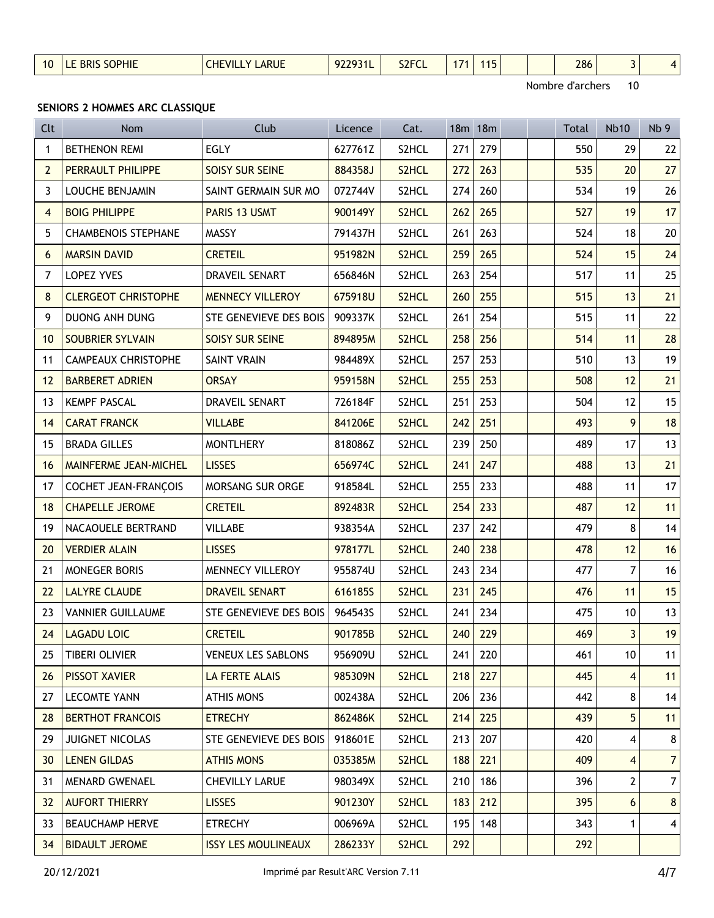| 10 | LE BRIS SOPHIE | CHEVILLY LARUE | 922931L | S2FCL | 171 | 115 | | | 286 | 3 | 4 |
|---|---|---|---|---|---|---|---|---|---|---|---|

Nombre d'archers 10

**SENIORS 2 HOMMES ARC CLASSIQUE**

| Clt | Nom | Club | Licence | Cat. | 18m | 18m | | | Total | Nb10 | Nb 9 |
|---|---|---|---|---|---|---|---|---|---|---|---|
| 1 | BETHENON REMI | EGLY | 627761Z | S2HCL | 271 | 279 | | | 550 | 29 | 22 |
| 2 | PERRAULT PHILIPPE | SOISY SUR SEINE | 884358J | S2HCL | 272 | 263 | | | 535 | 20 | 27 |
| 3 | LOUCHE BENJAMIN | SAINT GERMAIN SUR MO | 072744V | S2HCL | 274 | 260 | | | 534 | 19 | 26 |
| 4 | BOIG PHILIPPE | PARIS 13 USMT | 900149Y | S2HCL | 262 | 265 | | | 527 | 19 | 17 |
| 5 | CHAMBENOIS STEPHANE | MASSY | 791437H | S2HCL | 261 | 263 | | | 524 | 18 | 20 |
| 6 | MARSIN DAVID | CRETEIL | 951982N | S2HCL | 259 | 265 | | | 524 | 15 | 24 |
| 7 | LOPEZ YVES | DRAVEIL SENART | 656846N | S2HCL | 263 | 254 | | | 517 | 11 | 25 |
| 8 | CLERGEOT CHRISTOPHE | MENNECY VILLEROY | 675918U | S2HCL | 260 | 255 | | | 515 | 13 | 21 |
| 9 | DUONG ANH DUNG | STE GENEVIEVE DES BOIS | 909337K | S2HCL | 261 | 254 | | | 515 | 11 | 22 |
| 10 | SOUBRIER SYLVAIN | SOISY SUR SEINE | 894895M | S2HCL | 258 | 256 | | | 514 | 11 | 28 |
| 11 | CAMPEAUX CHRISTOPHE | SAINT VRAIN | 984489X | S2HCL | 257 | 253 | | | 510 | 13 | 19 |
| 12 | BARBERET ADRIEN | ORSAY | 959158N | S2HCL | 255 | 253 | | | 508 | 12 | 21 |
| 13 | KEMPF PASCAL | DRAVEIL SENART | 726184F | S2HCL | 251 | 253 | | | 504 | 12 | 15 |
| 14 | CARAT FRANCK | VILLABE | 841206E | S2HCL | 242 | 251 | | | 493 | 9 | 18 |
| 15 | BRADA GILLES | MONTLHERY | 818086Z | S2HCL | 239 | 250 | | | 489 | 17 | 13 |
| 16 | MAINFERME JEAN-MICHEL | LISSES | 656974C | S2HCL | 241 | 247 | | | 488 | 13 | 21 |
| 17 | COCHET JEAN-FRANÇOIS | MORSANG SUR ORGE | 918584L | S2HCL | 255 | 233 | | | 488 | 11 | 17 |
| 18 | CHAPELLE JEROME | CRETEIL | 892483R | S2HCL | 254 | 233 | | | 487 | 12 | 11 |
| 19 | NACAOUELE BERTRAND | VILLABE | 938354A | S2HCL | 237 | 242 | | | 479 | 8 | 14 |
| 20 | VERDIER ALAIN | LISSES | 978177L | S2HCL | 240 | 238 | | | 478 | 12 | 16 |
| 21 | MONEGER BORIS | MENNECY VILLEROY | 955874U | S2HCL | 243 | 234 | | | 477 | 7 | 16 |
| 22 | LALYRE CLAUDE | DRAVEIL SENART | 616185S | S2HCL | 231 | 245 | | | 476 | 11 | 15 |
| 23 | VANNIER GUILLAUME | STE GENEVIEVE DES BOIS | 964543S | S2HCL | 241 | 234 | | | 475 | 10 | 13 |
| 24 | LAGADU LOIC | CRETEIL | 901785B | S2HCL | 240 | 229 | | | 469 | 3 | 19 |
| 25 | TIBERI OLIVIER | VENEUX LES SABLONS | 956909U | S2HCL | 241 | 220 | | | 461 | 10 | 11 |
| 26 | PISSOT XAVIER | LA FERTE ALAIS | 985309N | S2HCL | 218 | 227 | | | 445 | 4 | 11 |
| 27 | LECOMTE YANN | ATHIS MONS | 002438A | S2HCL | 206 | 236 | | | 442 | 8 | 14 |
| 28 | BERTHOT FRANCOIS | ETRECHY | 862486K | S2HCL | 214 | 225 | | | 439 | 5 | 11 |
| 29 | JUIGNET NICOLAS | STE GENEVIEVE DES BOIS | 918601E | S2HCL | 213 | 207 | | | 420 | 4 | 8 |
| 30 | LENEN GILDAS | ATHIS MONS | 035385M | S2HCL | 188 | 221 | | | 409 | 4 | 7 |
| 31 | MENARD GWENAEL | CHEVILLY LARUE | 980349X | S2HCL | 210 | 186 | | | 396 | 2 | 7 |
| 32 | AUFORT THIERRY | LISSES | 901230Y | S2HCL | 183 | 212 | | | 395 | 6 | 8 |
| 33 | BEAUCHAMP HERVE | ETRECHY | 006969A | S2HCL | 195 | 148 | | | 343 | 1 | 4 |
| 34 | BIDAULT JEROME | ISSY LES MOULINEAUX | 286233Y | S2HCL | 292 | | | | 292 | | |

20/12/2021 Imprimé par Result'ARC Version 7.11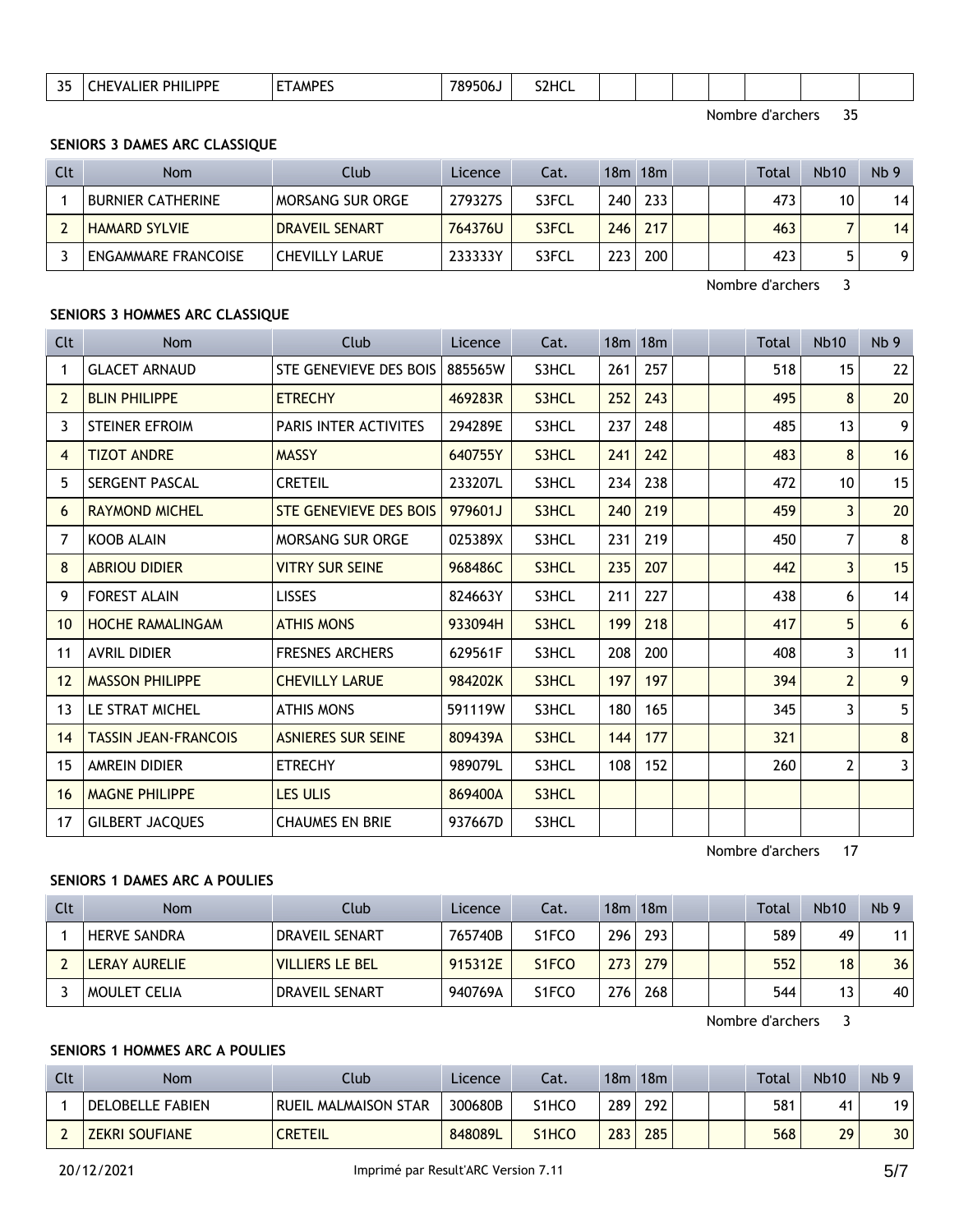| 35 | CHEVALIER PHILIPPE | ETAMPES | 789506J | S2HCL | | | | | | | |
|---|---|---|---|---|---|---|---|---|---|---|---|

Nombre d'archers 35

### SENIORS 3 DAMES ARC CLASSIQUE

| Clt | Nom | Club | Licence | Cat. | 18m | 18m | | | Total | Nb10 | Nb 9 |
|---|---|---|---|---|---|---|---|---|---|---|---|
| 1 | BURNIER CATHERINE | MORSANG SUR ORGE | 279327S | S3FCL | 240 | 233 | | | 473 | 10 | 14 |
| 2 | HAMARD SYLVIE | DRAVEIL SENART | 764376U | S3FCL | 246 | 217 | | | 463 | 7 | 14 |
| 3 | ENGAMMARE FRANCOISE | CHEVILLY LARUE | 233333Y | S3FCL | 223 | 200 | | | 423 | 5 | 9 |

Nombre d'archers 3

### SENIORS 3 HOMMES ARC CLASSIQUE

| Clt | Nom | Club | Licence | Cat. | 18m | 18m | | | Total | Nb10 | Nb 9 |
|---|---|---|---|---|---|---|---|---|---|---|---|
| 1 | GLACET ARNAUD | STE GENEVIEVE DES BOIS | 885565W | S3HCL | 261 | 257 | | | 518 | 15 | 22 |
| 2 | BLIN PHILIPPE | ETRECHY | 469283R | S3HCL | 252 | 243 | | | 495 | 8 | 20 |
| 3 | STEINER EFROIM | PARIS INTER ACTIVITES | 294289E | S3HCL | 237 | 248 | | | 485 | 13 | 9 |
| 4 | TIZOT ANDRE | MASSY | 640755Y | S3HCL | 241 | 242 | | | 483 | 8 | 16 |
| 5 | SERGENT PASCAL | CRETEIL | 233207L | S3HCL | 234 | 238 | | | 472 | 10 | 15 |
| 6 | RAYMOND MICHEL | STE GENEVIEVE DES BOIS | 979601J | S3HCL | 240 | 219 | | | 459 | 3 | 20 |
| 7 | KOOB ALAIN | MORSANG SUR ORGE | 025389X | S3HCL | 231 | 219 | | | 450 | 7 | 8 |
| 8 | ABRIOU DIDIER | VITRY SUR SEINE | 968486C | S3HCL | 235 | 207 | | | 442 | 3 | 15 |
| 9 | FOREST ALAIN | LISSES | 824663Y | S3HCL | 211 | 227 | | | 438 | 6 | 14 |
| 10 | HOCHE RAMALINGAM | ATHIS MONS | 933094H | S3HCL | 199 | 218 | | | 417 | 5 | 6 |
| 11 | AVRIL DIDIER | FRESNES ARCHERS | 629561F | S3HCL | 208 | 200 | | | 408 | 3 | 11 |
| 12 | MASSON PHILIPPE | CHEVILLY LARUE | 984202K | S3HCL | 197 | 197 | | | 394 | 2 | 9 |
| 13 | LE STRAT MICHEL | ATHIS MONS | 591119W | S3HCL | 180 | 165 | | | 345 | 3 | 5 |
| 14 | TASSIN JEAN-FRANCOIS | ASNIERES SUR SEINE | 809439A | S3HCL | 144 | 177 | | | 321 | | 8 |
| 15 | AMREIN DIDIER | ETRECHY | 989079L | S3HCL | 108 | 152 | | | 260 | 2 | 3 |
| 16 | MAGNE PHILIPPE | LES ULIS | 869400A | S3HCL | | | | | | | |
| 17 | GILBERT JACQUES | CHAUMES EN BRIE | 937667D | S3HCL | | | | | | | |

Nombre d'archers 17

### SENIORS 1 DAMES ARC A POULIES

| Clt | Nom | Club | Licence | Cat. | 18m | 18m | | | Total | Nb10 | Nb 9 |
|---|---|---|---|---|---|---|---|---|---|---|---|
| 1 | HERVE SANDRA | DRAVEIL SENART | 765740B | S1FCO | 296 | 293 | | | 589 | 49 | 11 |
| 2 | LERAY AURELIE | VILLIERS LE BEL | 915312E | S1FCO | 273 | 279 | | | 552 | 18 | 36 |
| 3 | MOULET CELIA | DRAVEIL SENART | 940769A | S1FCO | 276 | 268 | | | 544 | 13 | 40 |

Nombre d'archers 3

### SENIORS 1 HOMMES ARC A POULIES

| Clt | Nom | Club | Licence | Cat. | 18m | 18m | | | Total | Nb10 | Nb 9 |
|---|---|---|---|---|---|---|---|---|---|---|---|
| 1 | DELOBELLE FABIEN | RUEIL MALMAISON STAR | 300680B | S1HCO | 289 | 292 | | | 581 | 41 | 19 |
| 2 | ZEKRI SOUFIANE | CRETEIL | 848089L | S1HCO | 283 | 285 | | | 568 | 29 | 30 |

20/12/2021 Imprimé par Result'ARC Version 7.11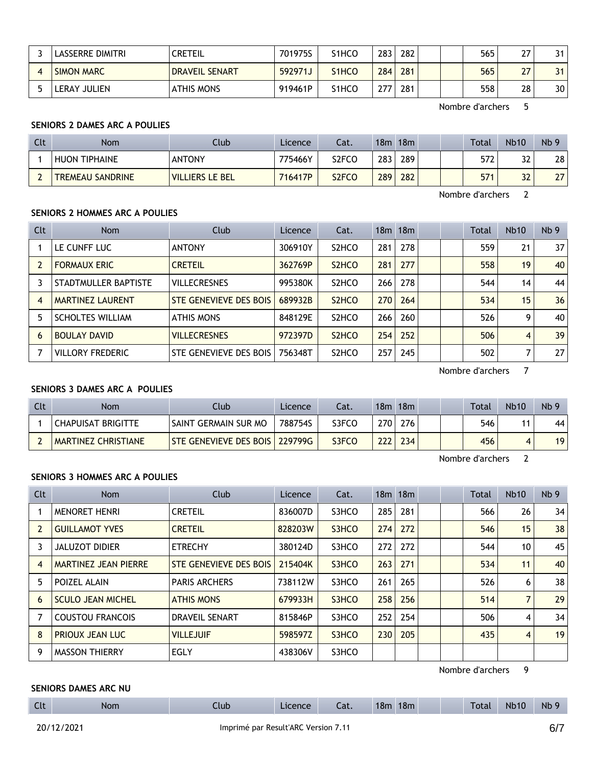| Clt | Nom | Club | Licence | Cat. | 18m | 18m | | | Total | Nb10 | Nb 9 |
|---|---|---|---|---|---|---|---|---|---|---|---|
| 3 | LASSERRE DIMITRI | CRETEIL | 701975S | S1HCO | 283 | 282 | | | 565 | 27 | 31 |
| 4 | SIMON MARC | DRAVEIL SENART | 592971J | S1HCO | 284 | 281 | | | 565 | 27 | 31 |
| 5 | LERAY JULIEN | ATHIS MONS | 919461P | S1HCO | 277 | 281 | | | 558 | 28 | 30 |

Nombre d'archers 5

**SENIORS 2 DAMES ARC A POULIES**

| Clt | Nom | Club | Licence | Cat. | 18m | 18m | | | Total | Nb10 | Nb 9 |
|---|---|---|---|---|---|---|---|---|---|---|---|
| 1 | HUON TIPHAINE | ANTONY | 775466Y | S2FCO | 283 | 289 | | | 572 | 32 | 28 |
| 2 | TREMEAU SANDRINE | VILLIERS LE BEL | 716417P | S2FCO | 289 | 282 | | | 571 | 32 | 27 |

Nombre d'archers 2

**SENIORS 2 HOMMES ARC A POULIES**

| Clt | Nom | Club | Licence | Cat. | 18m | 18m | | | Total | Nb10 | Nb 9 |
|---|---|---|---|---|---|---|---|---|---|---|---|
| 1 | LE CUNFF LUC | ANTONY | 306910Y | S2HCO | 281 | 278 | | | 559 | 21 | 37 |
| 2 | FORMAUX ERIC | CRETEIL | 362769P | S2HCO | 281 | 277 | | | 558 | 19 | 40 |
| 3 | STADTMULLER BAPTISTE | VILLECRESNES | 995380K | S2HCO | 266 | 278 | | | 544 | 14 | 44 |
| 4 | MARTINEZ LAURENT | STE GENEVIEVE DES BOIS | 689932B | S2HCO | 270 | 264 | | | 534 | 15 | 36 |
| 5 | SCHOLTES WILLIAM | ATHIS MONS | 848129E | S2HCO | 266 | 260 | | | 526 | 9 | 40 |
| 6 | BOULAY DAVID | VILLECRESNES | 972397D | S2HCO | 254 | 252 | | | 506 | 4 | 39 |
| 7 | VILLORY FREDERIC | STE GENEVIEVE DES BOIS | 756348T | S2HCO | 257 | 245 | | | 502 | 7 | 27 |

Nombre d'archers 7

**SENIORS 3 DAMES ARC A POULIES**

| Clt | Nom | Club | Licence | Cat. | 18m | 18m | | | Total | Nb10 | Nb 9 |
|---|---|---|---|---|---|---|---|---|---|---|---|
| 1 | CHAPUISAT BRIGITTE | SAINT GERMAIN SUR MO | 788754S | S3FCO | 270 | 276 | | | 546 | 11 | 44 |
| 2 | MARTINEZ CHRISTIANE | STE GENEVIEVE DES BOIS | 229799G | S3FCO | 222 | 234 | | | 456 | 4 | 19 |

Nombre d'archers 2

**SENIORS 3 HOMMES ARC A POULIES**

| Clt | Nom | Club | Licence | Cat. | 18m | 18m | | | Total | Nb10 | Nb 9 |
|---|---|---|---|---|---|---|---|---|---|---|---|
| 1 | MENORET HENRI | CRETEIL | 836007D | S3HCO | 285 | 281 | | | 566 | 26 | 34 |
| 2 | GUILLAMOT YVES | CRETEIL | 828203W | S3HCO | 274 | 272 | | | 546 | 15 | 38 |
| 3 | JALUZOT DIDIER | ETRECHY | 380124D | S3HCO | 272 | 272 | | | 544 | 10 | 45 |
| 4 | MARTINEZ JEAN PIERRE | STE GENEVIEVE DES BOIS | 215404K | S3HCO | 263 | 271 | | | 534 | 11 | 40 |
| 5 | POIZEL ALAIN | PARIS ARCHERS | 738112W | S3HCO | 261 | 265 | | | 526 | 6 | 38 |
| 6 | SCULO JEAN MICHEL | ATHIS MONS | 679933H | S3HCO | 258 | 256 | | | 514 | 7 | 29 |
| 7 | COUSTOU FRANCOIS | DRAVEIL SENART | 815846P | S3HCO | 252 | 254 | | | 506 | 4 | 34 |
| 8 | PRIOUX JEAN LUC | VILLEJUIF | 598597Z | S3HCO | 230 | 205 | | | 435 | 4 | 19 |
| 9 | MASSON THIERRY | EGLY | 438306V | S3HCO | | | | | | | |

Nombre d'archers 9

**SENIORS DAMES ARC NU**

| Clt | Nom | Club | Licence | Cat. | 18m | 18m | | | Total | Nb10 | Nb 9 |
|---|---|---|---|---|---|---|---|---|---|---|---|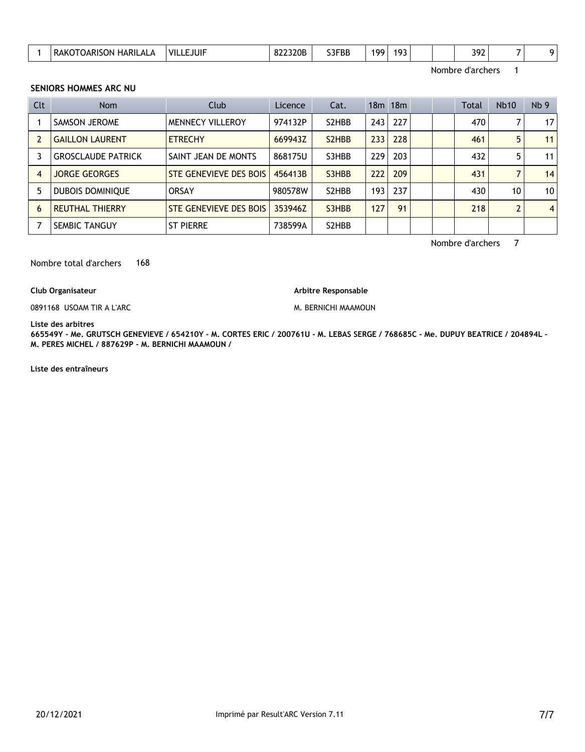| | | | | | | | | | | | |
|---|---|---|---|---|---|---|---|---|---|---|---|
| 1 | RAKOTOARISON HARILALA | VILLEJUIF | 822320B | S3FBB | 199 | 193 | | | 392 | 7 | 9 |

Nombre d'archers 1

**SENIORS HOMMES ARC NU**

| Clt | Nom | Club | Licence | Cat. | 18m | 18m | | | Total | Nb10 | Nb 9 |
|---|---|---|---|---|---|---|---|---|---|---|---|
| 1 | SAMSON JEROME | MENNECY VILLEROY | 974132P | S2HBB | 243 | 227 | | | 470 | 7 | 17 |
| 2 | GAILLON LAURENT | ETRECHY | 669943Z | S2HBB | 233 | 228 | | | 461 | 5 | 11 |
| 3 | GROSCLAUDE PATRICK | SAINT JEAN DE MONTS | 868175U | S3HBB | 229 | 203 | | | 432 | 5 | 11 |
| 4 | JORGE GEORGES | STE GENEVIEVE DES BOIS | 456413B | S3HBB | 222 | 209 | | | 431 | 7 | 14 |
| 5 | DUBOIS DOMINIQUE | ORSAY | 980578W | S2HBB | 193 | 237 | | | 430 | 10 | 10 |
| 6 | REUTHAL THIERRY | STE GENEVIEVE DES BOIS | 353946Z | S3HBB | 127 | 91 | | | 218 | 2 | 4 |
| 7 | SEMBIC TANGUY | ST PIERRE | 738599A | S2HBB | | | | | | | |

Nombre d'archers 7

Nombre total d'archers 168

**Club Organisateur**

0891168 USOAM TIR A L'ARC

**Arbitre Responsable**

M. BERNICHI MAAMOUN

**Liste des arbitres**

**665549Y - Me. GRUTSCH GENEVIEVE / 654210Y - M. CORTES ERIC / 200761U - M. LEBAS SERGE / 768685C - Me. DUPUY BEATRICE / 204894L - M. PERES MICHEL / 887629P - M. BERNICHI MAAMOUN /**

**Liste des entraîneurs**

20/12/2021 Imprimé par Result'ARC Version 7.11